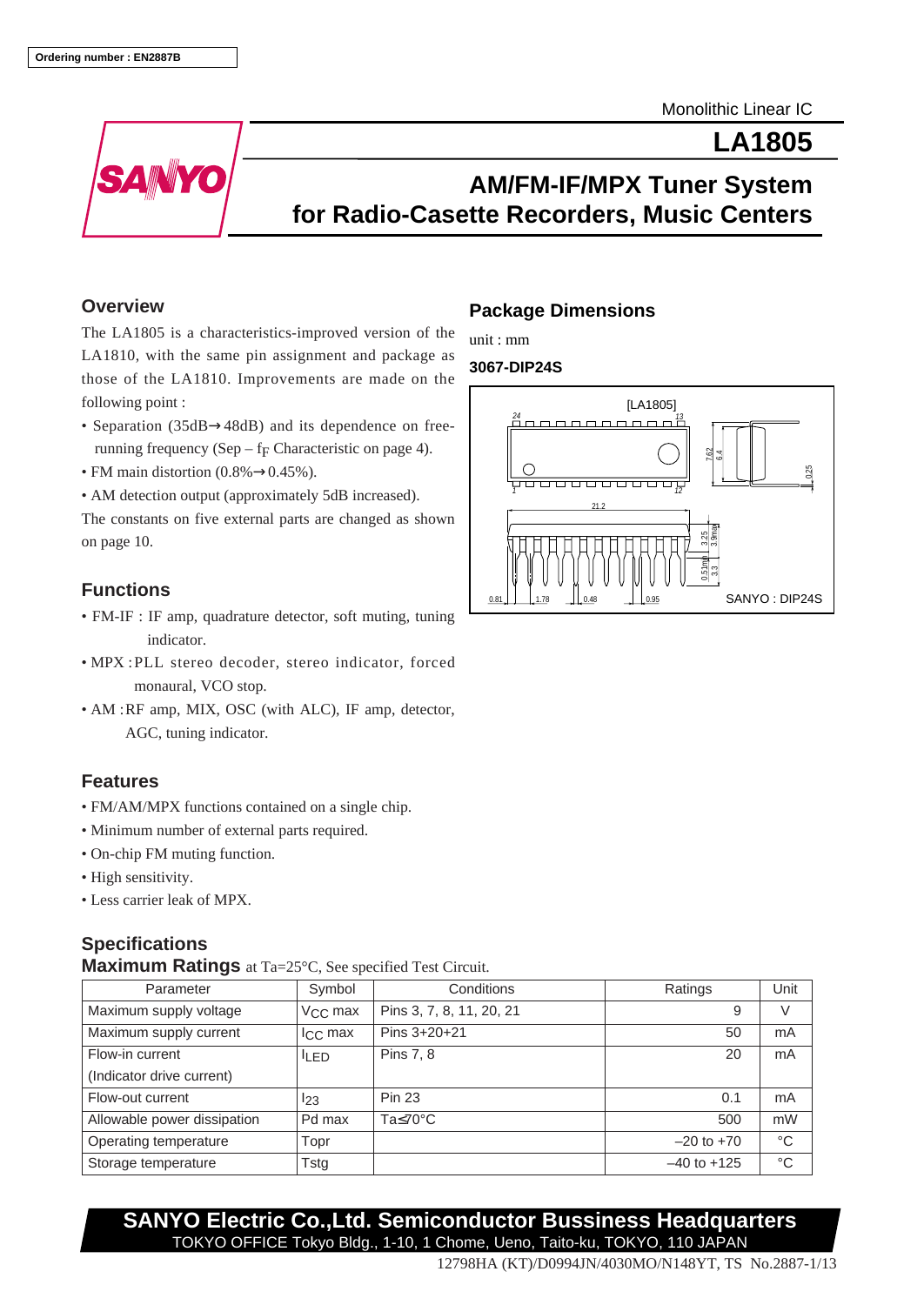Ordering number : EN2887B

Monolithic Linear IC

# LA1805

## AM/FM-IF/MPX Tuner System for Radio-Casette Recorders, Music Centers

### Overview

The LA1805 is a characteristics-improved version of the LA1810, with the same pin assignment and package as those of the LA1810. Improvements are made on the following point :

- Separation (35dB→48dB) and its dependence on free-running frequency (Sep – $f_F$ Characteristic on page 4).
- FM main distortion (0.8%→0.45%).
- AM detection output (approximately 5dB increased).

The constants on five external parts are changed as shown on page 10.

### Functions

- FM-IF : IF amp, quadrature detector, soft muting, tuning indicator.
- MPX : PLL stereo decoder, stereo indicator, forced monaural, VCO stop.
- AM : RF amp, MIX, OSC (with ALC), IF amp, detector, AGC, tuning indicator.

### Features

- FM/AM/MPX functions contained on a single chip.
- Minimum number of external parts required.
- On-chip FM muting function.
- High sensitivity.
- Less carrier leak of MPX.

### Package Dimensions

unit : mm

**3067-DIP24S**

[LA1805]

SANYO : DIP24S

### Specifications

**Maximum Ratings** at Ta=25°C, See specified Test Circuit.

| Parameter | Symbol | Conditions | Ratings | Unit |
|---|---|---|---|---|
| Maximum supply voltage | $V_{CC}$ max | Pins 3, 7, 8, 11, 20, 21 | 9 | V |
| Maximum supply current | $I_{CC}$ max | Pins 3+20+21 | 50 | mA |
| Flow-in current (Indicator drive current) | $I_{LED}$ | Pins 7, 8 | 20 | mA |
| Flow-out current | $I_{23}$ | Pin 23 | 0.1 | mA |
| Allowable power dissipation | Pd max | Ta≤70°C | 500 | mW |
| Operating temperature | Topr | | –20 to +70 | °C |
| Storage temperature | Tstg | | –40 to +125 | °C |

**SANYO Electric Co.,Ltd. Semiconductor Bussiness Headquarters**
TOKYO OFFICE Tokyo Bldg., 1-10, 1 Chome, Ueno, Taito-ku, TOKYO, 110 JAPAN

12798HA (KT)/D0994JN/4030MO/N148YT, TS No.2887-1/13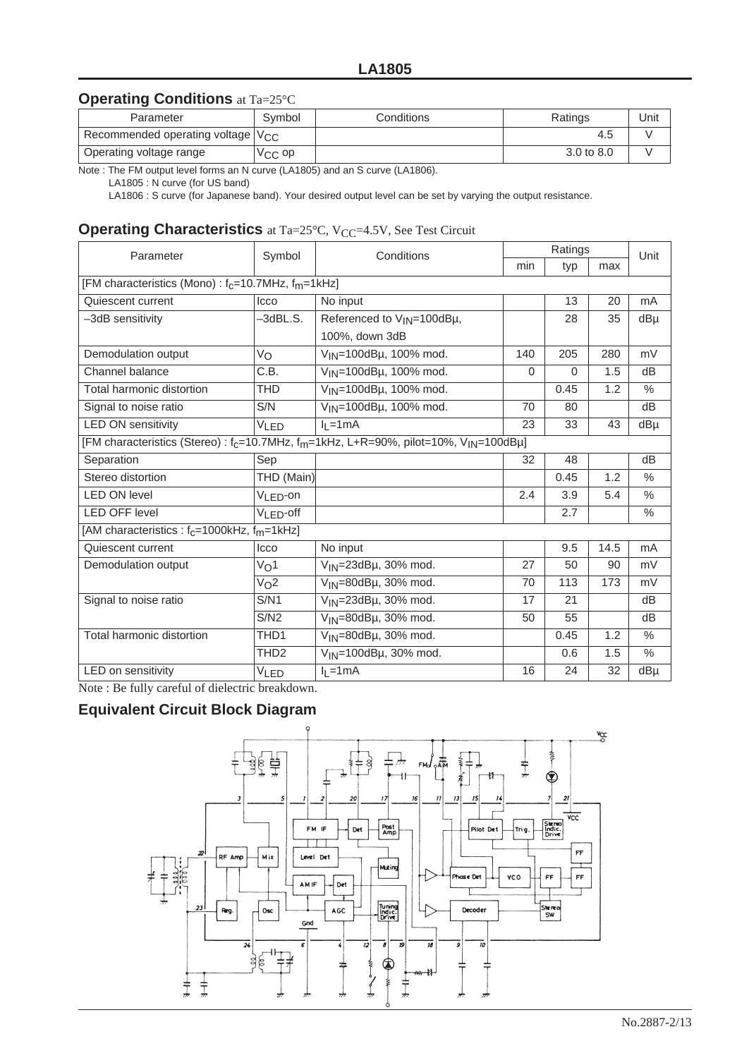## Operating Conditions at Ta=25°C

| Parameter | Symbol | Conditions | Ratings | Unit |
|---|---|---|---|---|
| Recommended operating voltage | $V_{CC}$ | | 4.5 | V |
| Operating voltage range | $V_{CC}$ op | | 3.0 to 8.0 | V |

Note : The FM output level forms an N curve (LA1805) and an S curve (LA1806).

LA1805 : N curve (for US band)

LA1806 : S curve (for Japanese band). Your desired output level can be set by varying the output resistance.

## Operating Characteristics at Ta=25°C, $V_{CC}$=4.5V, See Test Circuit

| Parameter | Symbol | Conditions | Ratings | | | Unit |
|---|---|---|---|---|---|---|
| | | | min | typ | max | |
| [FM characteristics (Mono) : $f_c$=10.7MHz, $f_m$=1kHz] | | | | | | |
| Quiescent current | Icco | No input | | 13 | 20 | mA |
| –3dB sensitivity | –3dBL.S. | Referenced to $V_{IN}$=100dBμ, 100%, down 3dB | | 28 | 35 | dBμ |
| Demodulation output | $V_O$ | $V_{IN}$=100dBμ, 100% mod. | 140 | 205 | 280 | mV |
| Channel balance | C.B. | $V_{IN}$=100dBμ, 100% mod. | 0 | 0 | 1.5 | dB |
| Total harmonic distortion | THD | $V_{IN}$=100dBμ, 100% mod. | | 0.45 | 1.2 | % |
| Signal to noise ratio | S/N | $V_{IN}$=100dBμ, 100% mod. | 70 | 80 | | dB |
| LED ON sensitivity | $V_{LED}$ | $I_L$=1mA | 23 | 33 | 43 | dBμ |
| [FM characteristics (Stereo) : $f_c$=10.7MHz, $f_m$=1kHz, L+R=90%, pilot=10%, $V_{IN}$=100dBμ] | | | | | | |
| Separation | Sep | | 32 | 48 | | dB |
| Stereo distortion | THD (Main) | | | 0.45 | 1.2 | % |
| LED ON level | $V_{LED}$-on | | 2.4 | 3.9 | 5.4 | % |
| LED OFF level | $V_{LED}$-off | | | 2.7 | | % |
| [AM characteristics : $f_c$=1000kHz, $f_m$=1kHz] | | | | | | |
| Quiescent current | Icco | No input | | 9.5 | 14.5 | mA |
| Demodulation output | $V_O1$ | $V_{IN}$=23dBμ, 30% mod. | 27 | 50 | 90 | mV |
| | $V_O2$ | $V_{IN}$=80dBμ, 30% mod. | 70 | 113 | 173 | mV |
| Signal to noise ratio | S/N1 | $V_{IN}$=23dBμ, 30% mod. | 17 | 21 | | dB |
| | S/N2 | $V_{IN}$=80dBμ, 30% mod. | 50 | 55 | | dB |
| Total harmonic distortion | THD1 | $V_{IN}$=80dBμ, 30% mod. | | 0.45 | 1.2 | % |
| | THD2 | $V_{IN}$=100dBμ, 30% mod. | | 0.6 | 1.5 | % |
| LED on sensitivity | $V_{LED}$ | $I_L$=1mA | 16 | 24 | 32 | dBμ |

Note : Be fully careful of dielectric breakdown.

## Equivalent Circuit Block Diagram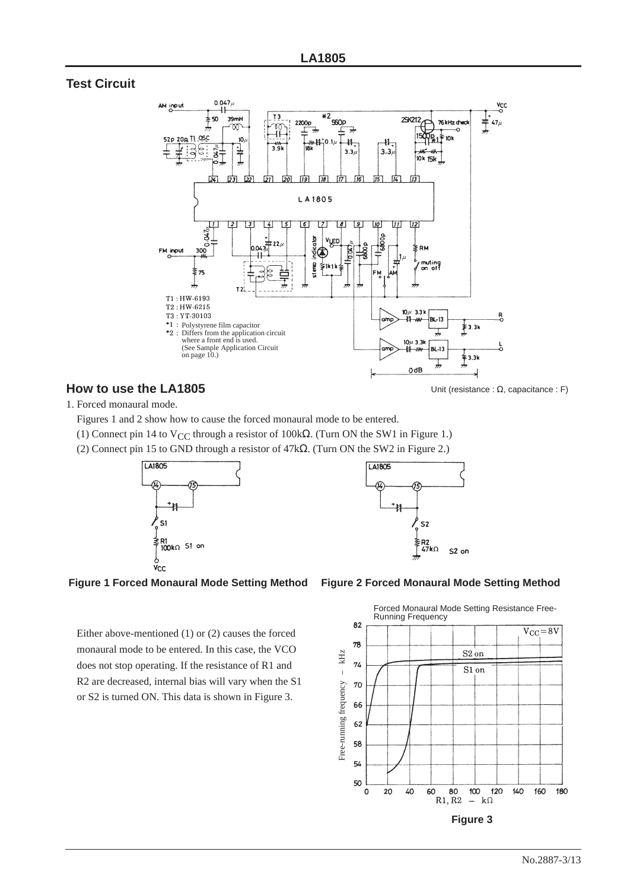## Test Circuit

T1 : HW-6193
T2 : HW-6215
T3 : YT-30103
*1 : Polystyrene film capacitor
*2 : Differs from the application circuit where a front end is used. (See Sample Application Circuit on page 10.)

Unit (resistance : Ω, capacitance : F)

## How to use the LA1805

1. Forced monaural mode.

Figures 1 and 2 show how to cause the forced monaural mode to be entered.

(1) Connect pin 14 to $V_{CC}$ through a resistor of 100kΩ. (Turn ON the SW1 in Figure 1.)

(2) Connect pin 15 to GND through a resistor of 47kΩ. (Turn ON the SW2 in Figure 2.)

**Figure 1 Forced Monaural Mode Setting Method**

**Figure 2 Forced Monaural Mode Setting Method**

Either above-mentioned (1) or (2) causes the forced monaural mode to be entered. In this case, the VCO does not stop operating. If the resistance of R1 and R2 are decreased, internal bias will vary when the S1 or S2 is turned ON. This data is shown in Figure 3.

Forced Monaural Mode Setting Resistance Free-Running Frequency

**Figure 3**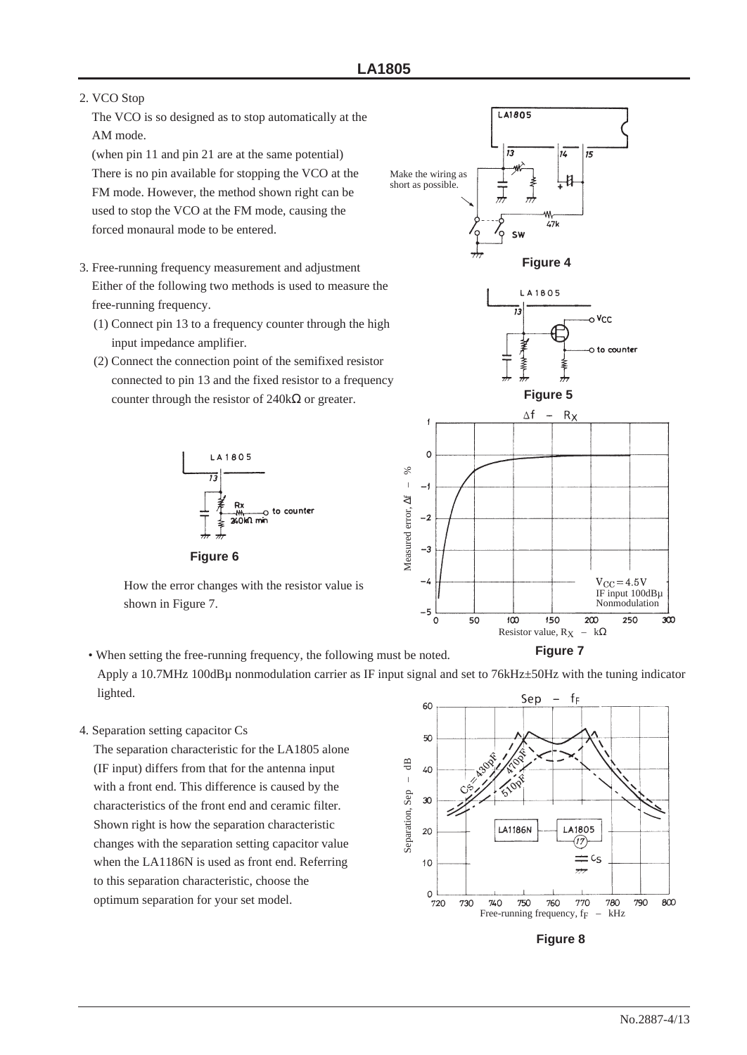2. VCO Stop

The VCO is so designed as to stop automatically at the AM mode.
(when pin 11 and pin 21 are at the same potential)
There is no pin available for stopping the VCO at the FM mode. However, the method shown right can be used to stop the VCO at the FM mode, causing the forced monaural mode to be entered.

Make the wiring as short as possible.

Figure 4

3. Free-running frequency measurement and adjustment

Either of the following two methods is used to measure the free-running frequency.

(1) Connect pin 13 to a frequency counter through the high input impedance amplifier.

(2) Connect the connection point of the semifixed resistor connected to pin 13 and the fixed resistor to a frequency counter through the resistor of 240kΩ or greater.

Figure 5

Figure 6

How the error changes with the resistor value is shown in Figure 7.

Figure 7

- When setting the free-running frequency, the following must be noted.
  Apply a 10.7MHz 100dBμ nonmodulation carrier as IF input signal and set to 76kHz±50Hz with the tuning indicator lighted.

4. Separation setting capacitor Cs

The separation characteristic for the LA1805 alone (IF input) differs from that for the antenna input with a front end. This difference is caused by the characteristics of the front end and ceramic filter. Shown right is how the separation characteristic changes with the separation setting capacitor value when the LA1186N is used as front end. Referring to this separation characteristic, choose the optimum separation for your set model.

Figure 8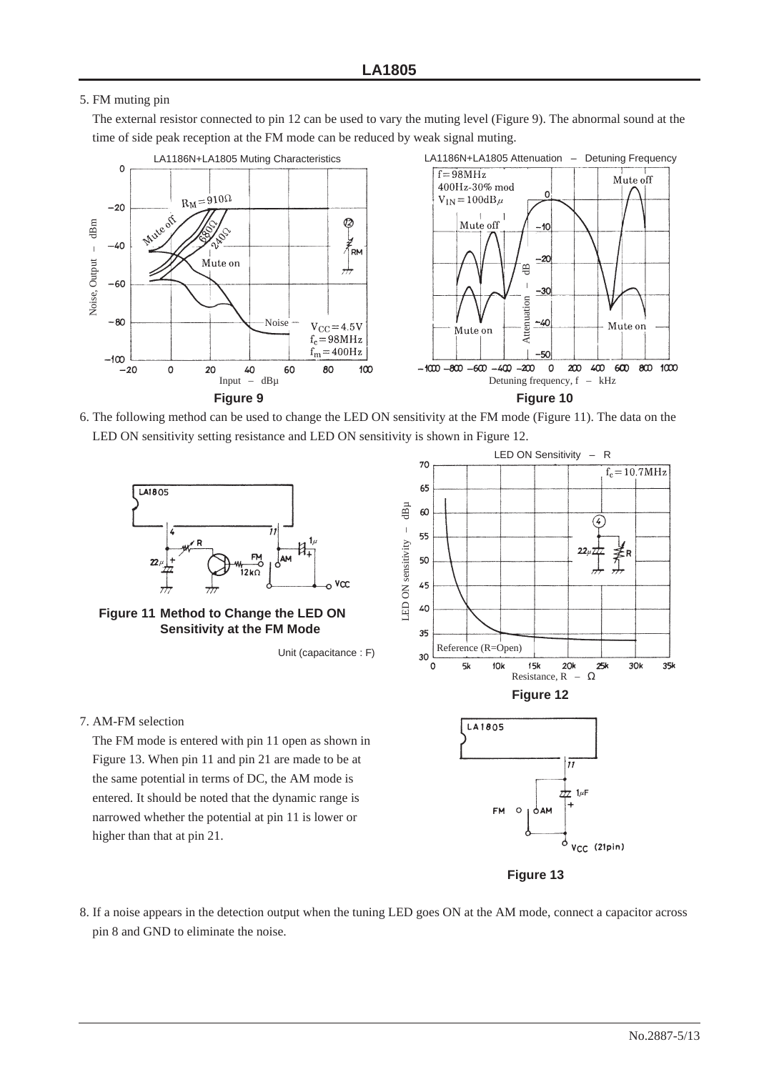5. FM muting pin

   The external resistor connected to pin 12 can be used to vary the muting level (Figure 9). The abnormal sound at the time of side peak reception at the FM mode can be reduced by weak signal muting.

**Figure 9**

**Figure 10**

6. The following method can be used to change the LED ON sensitivity at the FM mode (Figure 11). The data on the LED ON sensitivity setting resistance and LED ON sensitivity is shown in Figure 12.

**Figure 11 Method to Change the LED ON Sensitivity at the FM Mode**

Unit (capacitance : F)

**Figure 12**

7. AM-FM selection

   The FM mode is entered with pin 11 open as shown in Figure 13. When pin 11 and pin 21 are made to be at the same potential in terms of DC, the AM mode is entered. It should be noted that the dynamic range is narrowed whether the potential at pin 11 is lower or higher than that at pin 21.

**Figure 13**

8. If a noise appears in the detection output when the tuning LED goes ON at the AM mode, connect a capacitor across pin 8 and GND to eliminate the noise.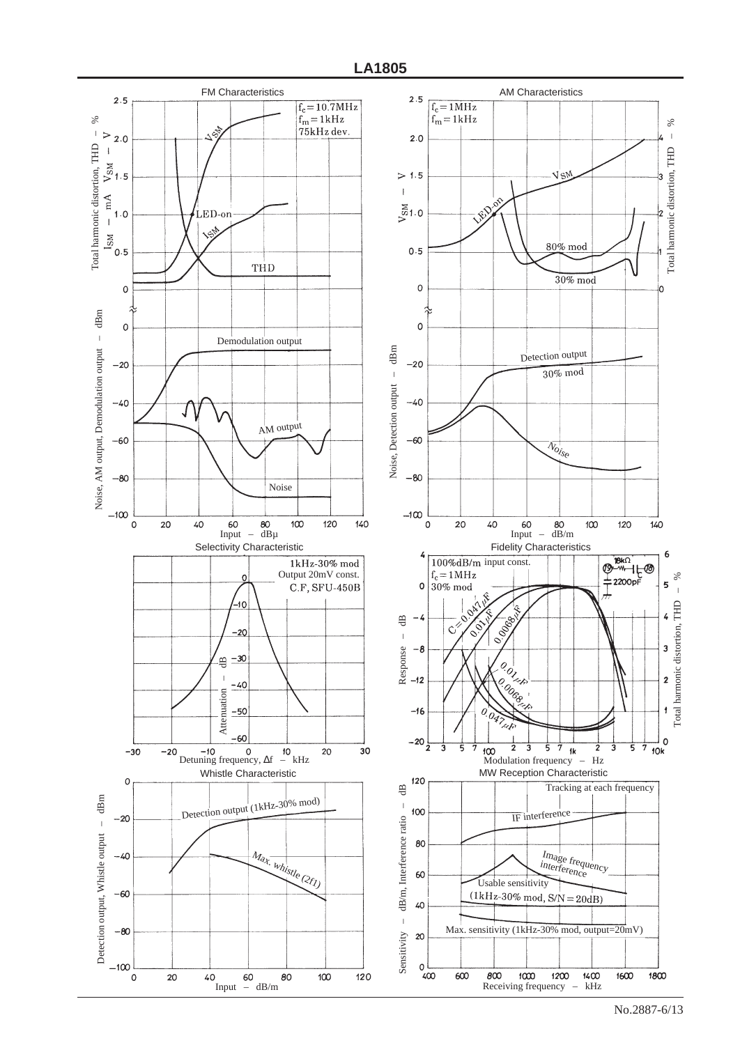# LA1805

## FM Characteristics

$f_c = 10.7MHz$
$f_m = 1kHz$
75kHz dev.

Total harmonic distortion, THD – %, $I_{SM}$ – mA, $V_{SM}$ – V

$V_{SM}$, LED-on, $I_{SM}$, THD

Noise, AM output, Demodulation output – dBm

Demodulation output, AM output, Noise

Input – dBμ

## AM Characteristics

$f_c = 1MHz$
$f_m = 1kHz$

$V_{SM}$ – V

Total harmonic distortion, THD – %

$V_{SM}$, LED-on, 80% mod, 30% mod

Noise, Detection output – dBm

Detection output, 30% mod, Noise

Input – dB/m

## Selectivity Characteristic

1kHz-30% mod
Output 20mV const.
C.F, SFU-450B

Attenuation – dB

Detuning frequency, Δf – kHz

## Fidelity Characteristics

100%dB/m input const.
$f_c = 1MHz$
30% mod

18kΩ, 2200pF, C

Response – dB

Total harmonic distortion, THD – %

C=0.047μF, 0.01μF, 0.0068μF, 0.01μF, 0.0068μF, 0.047μF

Modulation frequency – Hz

## Whistle Characteristic

Detection output, Whistle output – dBm

Detection output (1kHz-30% mod)

Max. whistle (2f1)

Input – dB/m

## MW Reception Characteristic

Tracking at each frequency

Sensitivity – dB/m, Interference ratio – dB

IF interference

Image frequency interference

Usable sensitivity (1kHz-30% mod, S/N=20dB)

Max. sensitivity (1kHz-30% mod, output=20mV)

Receiving frequency – kHz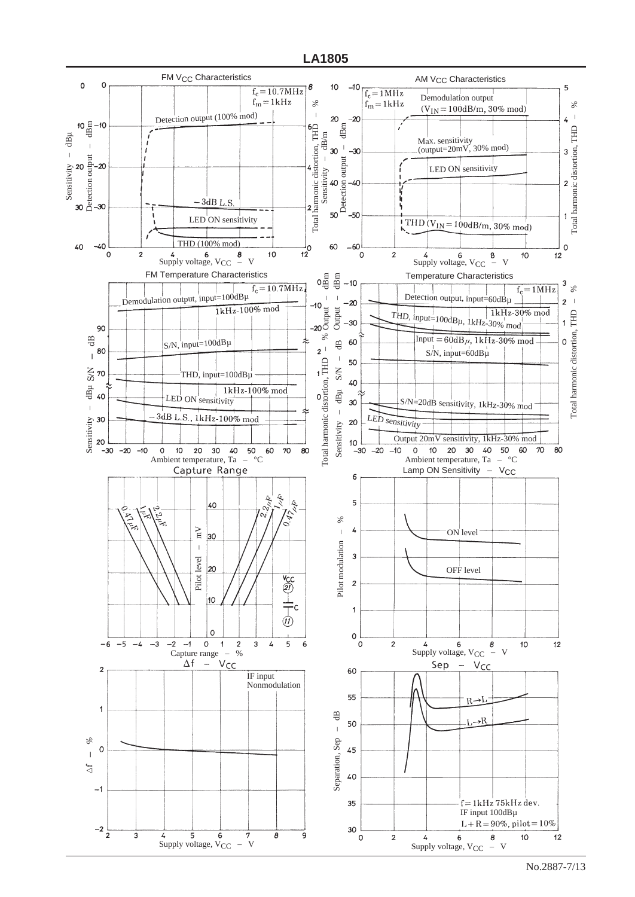# LA1805

## FM $V_{CC}$ Characteristics

$f_c = 10.7$MHz
$f_m = 1$kHz

Detection output (100% mod)

−3dB L.S.

LED ON sensitivity

THD (100% mod)

Sensitivity – dBμ / Detection output – dBm / Total harmonic distortion, THD – %

Supply voltage, $V_{CC}$ – V

## AM $V_{CC}$ Characteristics

$f_c = 1$MHz
$f_m = 1$kHz

Demodulation output ($V_{IN} = 100$dB/m, 30% mod)

Max. sensitivity (output=20mV, 30% mod)

LED ON sensitivity

THD ($V_{IN} = 100$dB/m, 30% mod)

Sensitivity – dB/m / Detection output – dBm / Total harmonic distortion, THD – %

Supply voltage, $V_{CC}$ – V

## FM Temperature Characteristics

$f_c = 10.7$MHz

Demodulation output, input=100dBμ 1kHz-100% mod

S/N, input=100dBμ

THD, input=100dBμ 1kHz-100% mod

LED ON sensitivity

−3dB L.S., 1kHz-100% mod

Sensitivity – dBμ S/N – dB / Output – dBm / Total harmonic distortion, THD – %

Ambient temperature, Ta – °C

## Temperature Characteristics

$f_c = 1$MHz

Detection output, input=60dBμ 1kHz-30% mod

THD, input=100dBμ, 1kHz-30% mod

Input = 60dBμ, 1kHz-30% mod

S/N, input=60dBμ

S/N=20dB sensitivity, 1kHz-30% mod

LED sensitivity

Output 20mV sensitivity, 1kHz-30% mod

Sensitivity – dBμ S/N – dB / Output – dBm / Total harmonic distortion, THD – %

Ambient temperature, Ta – °C

## Capture Range

0.47μF, 1μF, 2.2μF

$V_{CC}$ (21), C, (11)

Pilot level – mV

Capture range – %

## Lamp ON Sensitivity – $V_{CC}$

ON level

OFF level

Pilot modulation – %

Supply voltage, $V_{CC}$ – V

## Δf – $V_{CC}$

IF input Nonmodulation

Δf – %

Supply voltage, $V_{CC}$ – V

## Sep – $V_{CC}$

R→L

L→R

f = 1kHz 75kHz dev.
IF input 100dBμ
L + R = 90%, pilot = 10%

Separation, Sep – dB

Supply voltage, $V_{CC}$ – V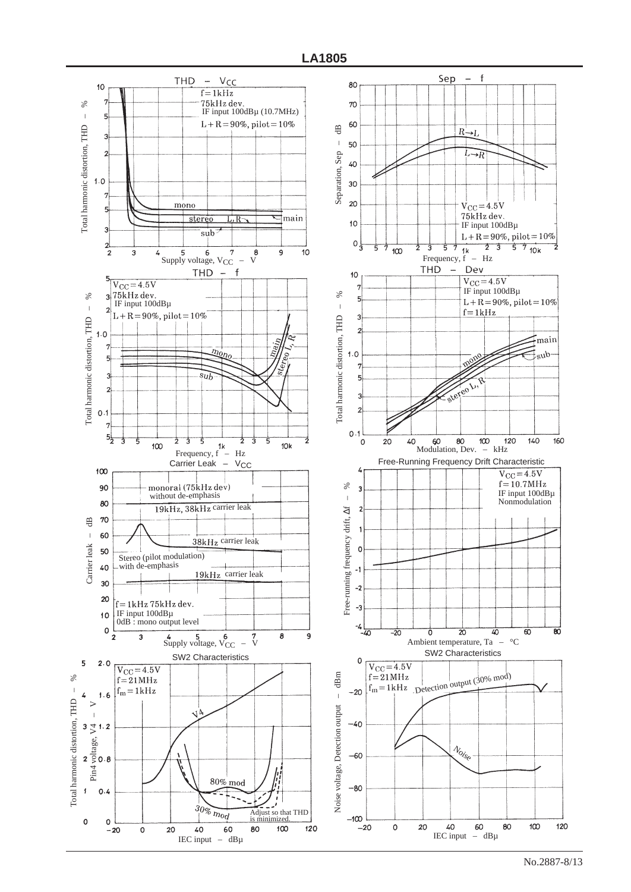### THD – $V_{CC}$

- f = 1kHz
- 75kHz dev.
- IF input 100dBμ (10.7MHz)
- L + R = 90%, pilot = 10%

Total harmonic distortion, THD – % vs. Supply voltage, $V_{CC}$ – V

Curves: mono, stereo L, R, main, sub

### Sep – f

- $V_{CC}$ = 4.5V
- 75kHz dev.
- IF input 100dBμ
- L + R = 90%, pilot = 10%

Separation, Sep – dB vs. Frequency, f – Hz

Curves: R→L, L→R

### THD – f

- $V_{CC}$ = 4.5V
- 75kHz dev.
- IF input 100dBμ
- L + R = 90%, pilot = 10%

Total harmonic distortion, THD – % vs. Frequency, f – Hz

Curves: mono, main, stereo L, R, sub

### THD – Dev

- $V_{CC}$ = 4.5V
- IF input 100dBμ
- L + R = 90%, pilot = 10%
- f = 1kHz

Total harmonic distortion, THD – % vs. Modulation, Dev. – kHz

Curves: main, mono, sub, stereo L, R

### Carrier Leak – $V_{CC}$

- f = 1kHz 75kHz dev.
- IF input 100dBμ
- 0dB : mono output level

Carrier leak – dB vs. Supply voltage, $V_{CC}$ – V

Curves: monoral (75kHz dev) without de-emphasis 19kHz, 38kHz carrier leak; Stereo (pilot modulation) with de-emphasis 38kHz carrier leak; 19kHz carrier leak

### Free-Running Frequency Drift Characteristic

- $V_{CC}$ = 4.5V
- f = 10.7MHz
- IF input 100dBμ
- Nonmodulation

Free-running frequency drift, Δf – % vs. Ambient temperature, Ta – °C

### SW2 Characteristics

- $V_{CC}$ = 4.5V
- f = 21MHz
- $f_m$ = 1kHz

Total harmonic distortion, THD – %; Pin4 voltage, V4 – V vs. IEC input – dBμ

Curves: V4, 80% mod, 30% mod, Adjust so that THD is minimized.

### SW2 Characteristics

- $V_{CC}$ = 4.5V
- f = 21MHz
- $f_m$ = 1kHz

Noise voltage, Detection output – dBm vs. IEC input – dBμ

Curves: Detection output (30% mod), Noise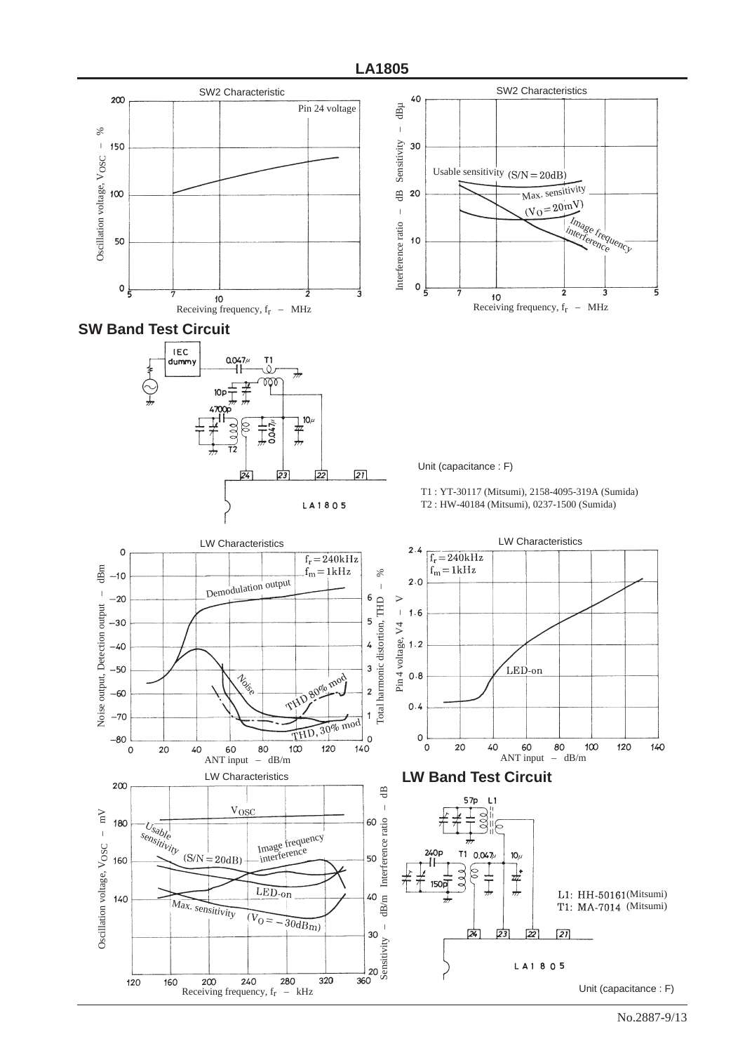## SW2 Characteristic

Pin 24 voltage

Oscillation voltage, $V_{OSC}$ – %

Receiving frequency, $f_r$ – MHz

## SW2 Characteristics

Usable sensitivity (S/N = 20dB)

Max. sensitivity ($V_O$ = 20mV)

Image frequency interference

Interference ratio – dB Sensitivity – dBμ

Receiving frequency, $f_r$ – MHz

## SW Band Test Circuit

IEC dummy, 0.047μ, T1, 10p, 4700p, T2, 0.047μ, 10μ, 24, 23, 22, 21, LA1805

Unit (capacitance : F)

T1 : YT-30117 (Mitsumi), 2158-4095-319A (Sumida)
T2 : HW-40184 (Mitsumi), 0237-1500 (Sumida)

## LW Characteristics

$f_r$ = 240kHz
$f_m$ = 1kHz

Demodulation output, Noise, THD 80% mod, THD, 30% mod

Noise output, Detection output – dBm

Total harmonic distortion, THD – %

ANT input – dB/m

## LW Characteristics

$f_r$ = 240kHz
$f_m$ = 1kHz

LED-on

Pin 4 voltage, V4 – V

ANT input – dB/m

## LW Characteristics

$V_{OSC}$

Usable sensitivity (S/N = 20dB)

Image frequency interference

LED-on

Max. sensitivity ($V_O$ = –30dBm)

Oscillation voltage, $V_{OSC}$ – mV

Sensitivity – dB/m Interference ratio – dB

Receiving frequency, $f_r$ – kHz

## LW Band Test Circuit

57p, L1, 240p, T1, 0.047μ, 10μ, 150p, 24, 23, 22, 21, LA1805

L1: HH-50161 (Mitsumi)
T1: MA-7014 (Mitsumi)

Unit (capacitance : F)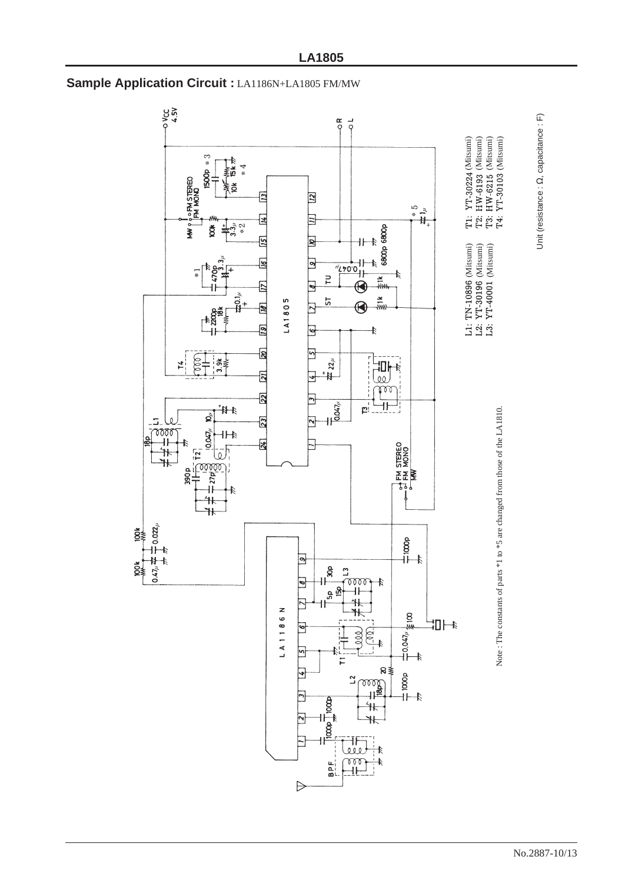## Sample Application Circuit : LA1186N+LA1805 FM/MW

L1: TN-10896 (Mitsumi)
L2: YT-30196 (Mitsumi)
L3: YT-40001 (Mitsumi)

T1: YT-30224 (Mitsumi)
T2: HW-6193 (Mitsumi)
T3: HW-6215 (Mitsumi)
T4: YT-30103 (Mitsumi)

Note : The constants of parts *1 to *5 are changed from those of the LA1810.

Unit (resistance : Ω, capacitance : F)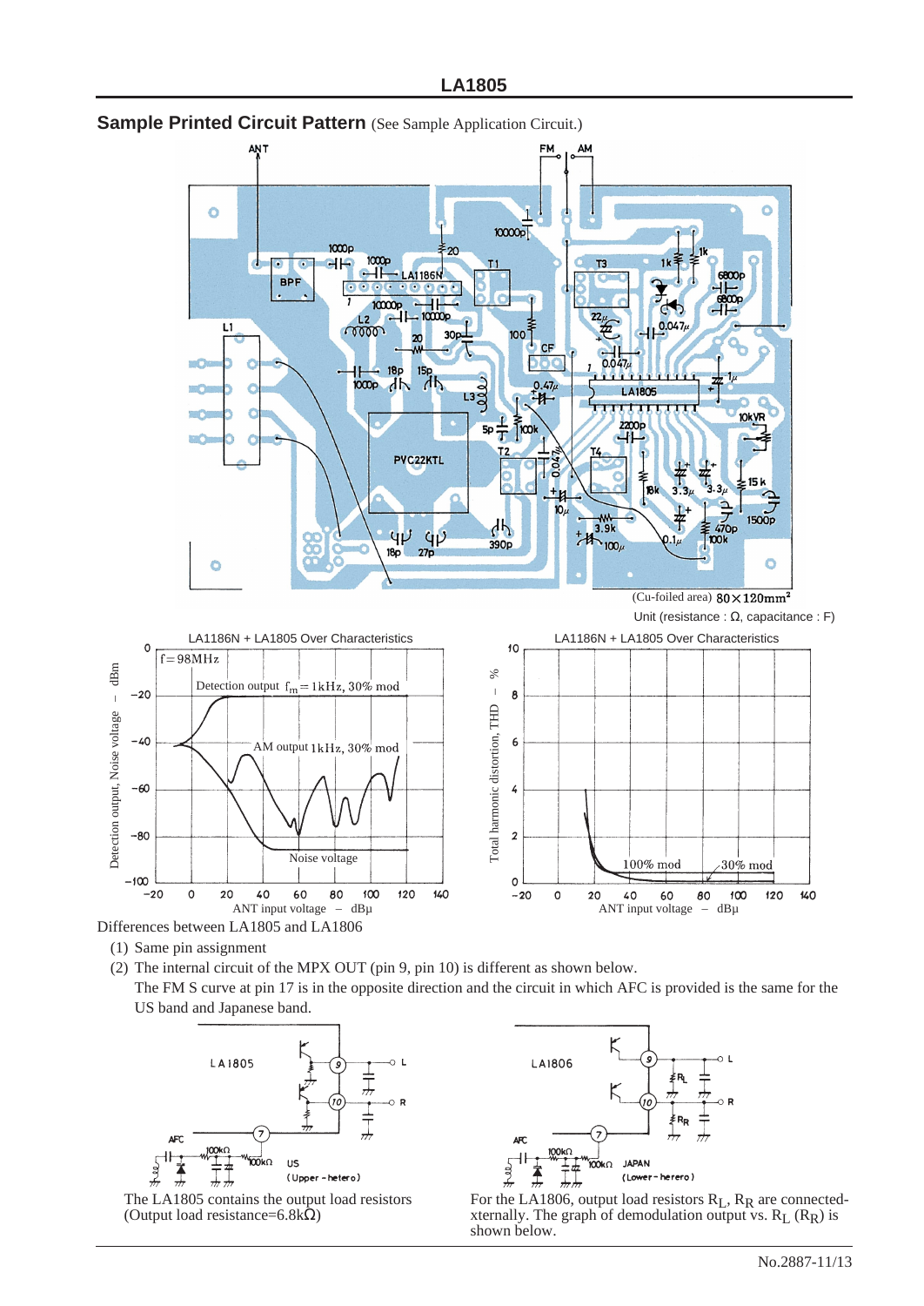## Sample Printed Circuit Pattern (See Sample Application Circuit.)

(Cu-foiled area) 80×120mm²

Unit (resistance : Ω, capacitance : F)

LA1186N + LA1805 Over Characteristics

LA1186N + LA1805 Over Characteristics

Differences between LA1805 and LA1806

(1) Same pin assignment

(2) The internal circuit of the MPX OUT (pin 9, pin 10) is different as shown below.
The FM S curve at pin 17 is in the opposite direction and the circuit in which AFC is provided is the same for the US band and Japanese band.

The LA1805 contains the output load resistors (Output load resistance=6.8kΩ)

For the LA1806, output load resistors $R_L$, $R_R$ are connected-xternally. The graph of demodulation output vs. $R_L$ ($R_R$) is shown below.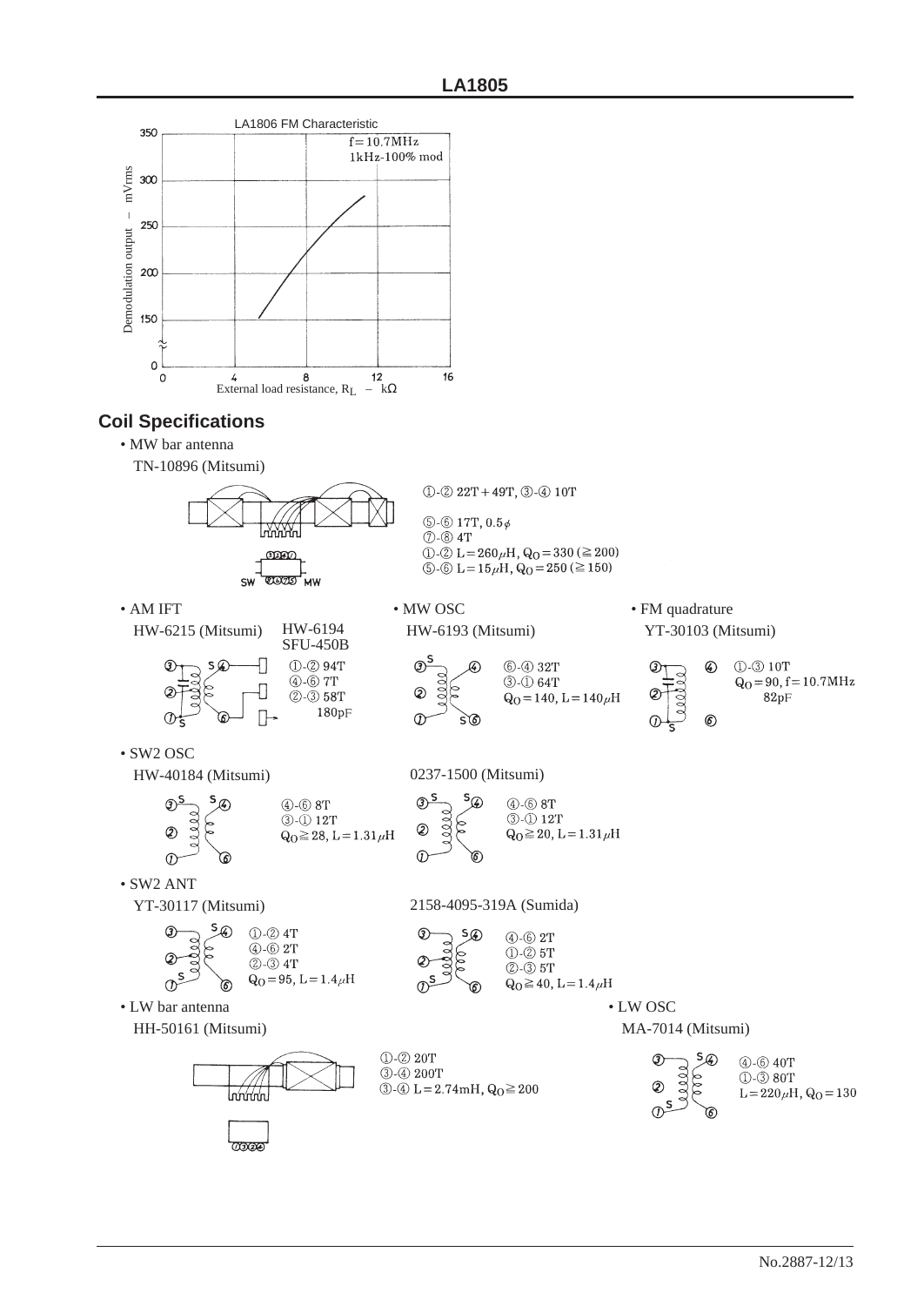LA1806 FM Characteristic

$f = 10.7MHz$
1kHz-100% mod

Demodulation output – mVrms

External load resistance, $R_L$ – kΩ

## Coil Specifications

• MW bar antenna

TN-10896 (Mitsumi)

①-② 22T + 49T, ③-④ 10T

⑤-⑥ 17T, 0.5φ
⑦-⑧ 4T
①-② $L = 260\mu H$, $Q_O = 330$ (≧200)
⑤-⑥ $L = 15\mu H$, $Q_O = 250$ (≧150)

SW MW

• AM IFT

HW-6215 (Mitsumi) HW-6194 SFU-450B

①-② 94T
④-⑥ 7T
②-③ 58T
180pF

• MW OSC

HW-6193 (Mitsumi)

⑥-④ 32T
③-① 64T
$Q_O = 140$, $L = 140\mu H$

• FM quadrature

YT-30103 (Mitsumi)

①-③ 10T
$Q_O = 90$, $f = 10.7MHz$
82pF

• SW2 OSC

HW-40184 (Mitsumi)

④-⑥ 8T
③-① 12T
$Q_O \geqq 28$, $L = 1.31\mu H$

0237-1500 (Mitsumi)

④-⑥ 8T
③-① 12T
$Q_O \geqq 20$, $L = 1.31\mu H$

• SW2 ANT

YT-30117 (Mitsumi)

①-② 4T
④-⑥ 2T
②-③ 4T
$Q_O = 95$, $L = 1.4\mu H$

2158-4095-319A (Sumida)

④-⑥ 2T
①-② 5T
②-③ 5T
$Q_O \geqq 40$, $L = 1.4\mu H$

• LW bar antenna

HH-50161 (Mitsumi)

①-② 20T
③-④ 200T
③-④ $L = 2.74mH$, $Q_O \geqq 200$

• LW OSC

MA-7014 (Mitsumi)

④-⑥ 40T
①-③ 80T
$L = 220\mu H$, $Q_O = 130$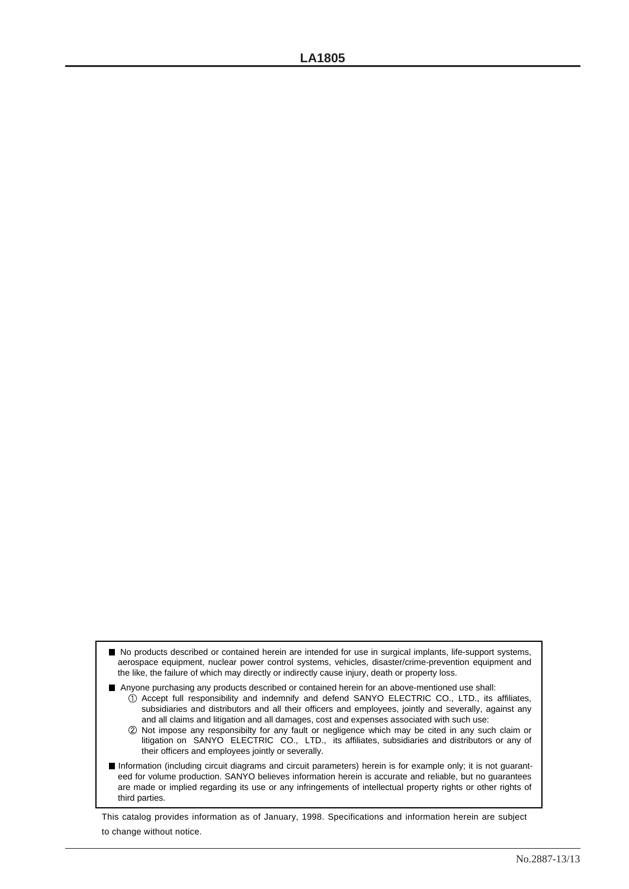- No products described or contained herein are intended for use in surgical implants, life-support systems, aerospace equipment, nuclear power control systems, vehicles, disaster/crime-prevention equipment and the like, the failure of which may directly or indirectly cause injury, death or property loss.
- Anyone purchasing any products described or contained herein for an above-mentioned use shall:
  ① Accept full responsibility and indemnify and defend SANYO ELECTRIC CO., LTD., its affiliates, subsidiaries and distributors and all their officers and employees, jointly and severally, against any and all claims and litigation and all damages, cost and expenses associated with such use:
  ② Not impose any responsibilty for any fault or negligence which may be cited in any such claim or litigation on SANYO ELECTRIC CO., LTD., its affiliates, subsidiaries and distributors or any of their officers and employees jointly or severally.
- Information (including circuit diagrams and circuit parameters) herein is for example only; it is not guaranteed for volume production. SANYO believes information herein is accurate and reliable, but no guarantees are made or implied regarding its use or any infringements of intellectual property rights or other rights of third parties.

This catalog provides information as of January, 1998. Specifications and information herein are subject to change without notice.